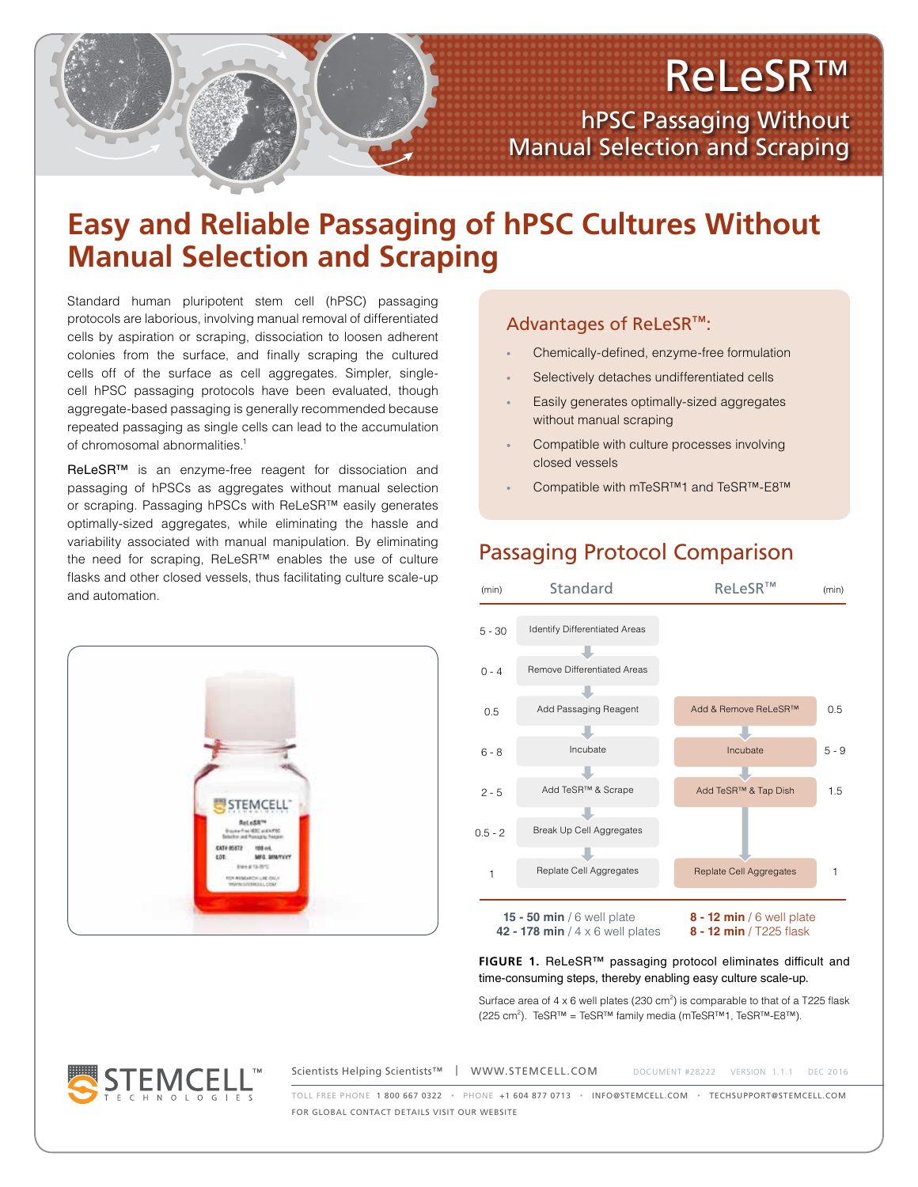# ReLeSR™

## hPSC Passaging Without Manual Selection and Scraping

# Easy and Reliable Passaging of hPSC Cultures Without Manual Selection and Scraping

Standard human pluripotent stem cell (hPSC) passaging protocols are laborious, involving manual removal of differentiated cells by aspiration or scraping, dissociation to loosen adherent colonies from the surface, and finally scraping the cultured cells off of the surface as cell aggregates. Simpler, single-cell hPSC passaging protocols have been evaluated, though aggregate-based passaging is generally recommended because repeated passaging as single cells can lead to the accumulation of chromosomal abnormalities.[1]

ReLeSR™ is an enzyme-free reagent for dissociation and passaging of hPSCs as aggregates without manual selection or scraping. Passaging hPSCs with ReLeSR™ easily generates optimally-sized aggregates, while eliminating the hassle and variability associated with manual manipulation. By eliminating the need for scraping, ReLeSR™ enables the use of culture flasks and other closed vessels, thus facilitating culture scale-up and automation.

### Advantages of ReLeSR™:

- Chemically-defined, enzyme-free formulation
- Selectively detaches undifferentiated cells
- Easily generates optimally-sized aggregates without manual scraping
- Compatible with culture processes involving closed vessels
- Compatible with mTeSR™1 and TeSR™-E8™

## Passaging Protocol Comparison

| (min) | Standard | ReLeSR™ | (min) |
|---|---|---|---|
| 5 - 30 | Identify Differentiated Areas | | |
| 0 - 4 | Remove Differentiated Areas | | |
| 0.5 | Add Passaging Reagent | Add & Remove ReLeSR™ | 0.5 |
| 6 - 8 | Incubate | Incubate | 5 - 9 |
| 2 - 5 | Add TeSR™ & Scrape | Add TeSR™ & Tap Dish | 1.5 |
| 0.5 - 2 | Break Up Cell Aggregates | | |
| 1 | Replate Cell Aggregates | Replate Cell Aggregates | 1 |

| Standard | ReLeSR™ |
|---|---|
| **15 - 50 min** / 6 well plate | **8 - 12 min** / 6 well plate |
| **42 - 178 min** / 4 x 6 well plates | **8 - 12 min** / T225 flask |

**FIGURE 1.** ReLeSR™ passaging protocol eliminates difficult and time-consuming steps, thereby enabling easy culture scale-up.

Surface area of 4 x 6 well plates (230 $cm^2$) is comparable to that of a T225 flask (225 $cm^2$). TeSR™ = TeSR™ family media (mTeSR™1, TeSR™-E8™).

Scientists Helping Scientists™ | WWW.STEMCELL.COM DOCUMENT #28222 VERSION 1.1.1 DEC 2016

TOLL FREE PHONE 1 800 667 0322 • PHONE +1 604 877 0713 • INFO@STEMCELL.COM • TECHSUPPORT@STEMCELL.COM

FOR GLOBAL CONTACT DETAILS VISIT OUR WEBSITE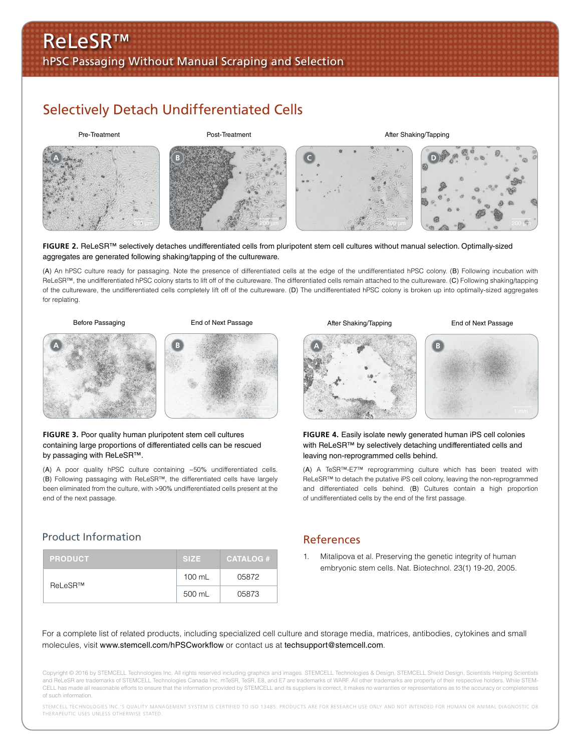# ReLeSR™

hPSC Passaging Without Manual Scraping and Selection

## Selectively Detach Undifferentiated Cells

Pre-Treatment

Post-Treatment

After Shaking/Tapping

A

B

C

D

200 µm

**FIGURE 2.** ReLeSR™ selectively detaches undifferentiated cells from pluripotent stem cell cultures without manual selection. Optimally-sized aggregates are generated following shaking/tapping of the cultureware.

(A) An hPSC culture ready for passaging. Note the presence of differentiated cells at the edge of the undifferentiated hPSC colony. (B) Following incubation with ReLeSR™, the undifferentiated hPSC colony starts to lift off of the cultureware. The differentiated cells remain attached to the cultureware. (C) Following shaking/tapping of the cultureware, the undifferentiated cells completely lift off of the cultureware. (D) The undifferentiated hPSC colony is broken up into optimally-sized aggregates for replating.

Before Passaging

End of Next Passage

A

B

1 mm

**FIGURE 3.** Poor quality human pluripotent stem cell cultures containing large proportions of differentiated cells can be rescued by passaging with ReLeSR™.

(A) A poor quality hPSC culture containing ~50% undifferentiated cells. (B) Following passaging with ReLeSR™, the differentiated cells have largely been eliminated from the culture, with >90% undifferentiated cells present at the end of the next passage.

After Shaking/Tapping

End of Next Passage

A

B

200 µm

1 mm

**FIGURE 4.** Easily isolate newly generated human iPS cell colonies with ReLeSR™ by selectively detaching undifferentiated cells and leaving non-reprogrammed cells behind.

(A) A TeSR™-E7™ reprogramming culture which has been treated with ReLeSR™ to detach the putative iPS cell colony, leaving the non-reprogrammed and differentiated cells behind. (B) Cultures contain a high proportion of undifferentiated cells by the end of the first passage.

### Product Information

| PRODUCT | SIZE | CATALOG # |
| --- | --- | --- |
| ReLeSR™ | 100 mL | 05872 |
| | 500 mL | 05873 |

## References

1. Mitalipova et al. Preserving the genetic integrity of human embryonic stem cells. Nat. Biotechnol. 23(1) 19-20, 2005.

For a complete list of related products, including specialized cell culture and storage media, matrices, antibodies, cytokines and small molecules, visit www.stemcell.com/hPSCworkflow or contact us at techsupport@stemcell.com.

Copyright © 2016 by STEMCELL Technologies Inc. All rights reserved including graphics and images. STEMCELL Technologies & Design, STEMCELL Shield Design, Scientists Helping Scientists and ReLeSR are trademarks of STEMCELL Technologies Canada Inc. mTeSR, TeSR, E8, and E7 are trademarks of WARF. All other trademarks are property of their respective holders. While STEMCELL has made all reasonable efforts to ensure that the information provided by STEMCELL and its suppliers is correct, it makes no warranties or representations as to the accuracy or completeness of such information.

STEMCELL TECHNOLOGIES INC.'S QUALITY MANAGEMENT SYSTEM IS CERTIFIED TO ISO 13485. PRODUCTS ARE FOR RESEARCH USE ONLY AND NOT INTENDED FOR HUMAN OR ANIMAL DIAGNOSTIC OR THERAPEUTIC USES UNLESS OTHERWISE STATED.